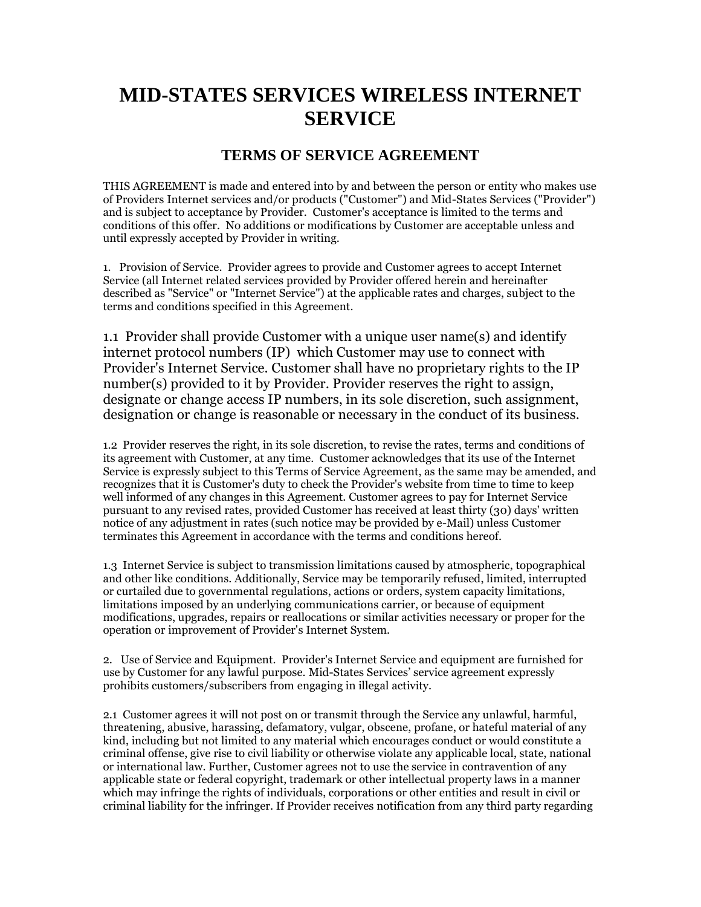# MID-STATES SERVICES WIRELESS INTERNET SERVICE

## TERMS OF SERVICE AGREEMENT

THIS AGREEMENT is made and entered into by and between the person or entity who makes use of Providers Internet services and/or products ("Customer") and Mid-States Services ("Provider") and is subject to acceptance by Provider. Customer's acceptance is limited to the terms and conditions of this offer. No additions or modifications by Customer are acceptable unless and until expressly accepted by Provider in writing.

1. Provision of Service. Provider agrees to provide and Customer agrees to accept Internet Service (all Internet related services provided by Provider offered herein and hereinafter described as "Service" or "Internet Service") at the applicable rates and charges, subject to the terms and conditions specified in this Agreement.

1.1 Provider shall provide Customer with a unique user name(s) and identify internet protocol numbers (IP) which Customer may use to connect with Provider's Internet Service. Customer shall have no proprietary rights to the IP number(s) provided to it by Provider. Provider reserves the right to assign, designate or change access IP numbers, in its sole discretion, such assignment, designation or change is reasonable or necessary in the conduct of its business.

1.2 Provider reserves the right, in its sole discretion, to revise the rates, terms and conditions of its agreement with Customer, at any time. Customer acknowledges that its use of the Internet Service is expressly subject to this Terms of Service Agreement, as the same may be amended, and recognizes that it is Customer's duty to check the Provider's website from time to time to keep well informed of any changes in this Agreement. Customer agrees to pay for Internet Service pursuant to any revised rates, provided Customer has received at least thirty (30) days' written notice of any adjustment in rates (such notice may be provided by e-Mail) unless Customer terminates this Agreement in accordance with the terms and conditions hereof.

1.3 Internet Service is subject to transmission limitations caused by atmospheric, topographical and other like conditions. Additionally, Service may be temporarily refused, limited, interrupted or curtailed due to governmental regulations, actions or orders, system capacity limitations, limitations imposed by an underlying communications carrier, or because of equipment modifications, upgrades, repairs or reallocations or similar activities necessary or proper for the operation or improvement of Provider's Internet System.

2. Use of Service and Equipment. Provider's Internet Service and equipment are furnished for use by Customer for any lawful purpose. Mid-States Services' service agreement expressly prohibits customers/subscribers from engaging in illegal activity.

2.1 Customer agrees it will not post on or transmit through the Service any unlawful, harmful, threatening, abusive, harassing, defamatory, vulgar, obscene, profane, or hateful material of any kind, including but not limited to any material which encourages conduct or would constitute a criminal offense, give rise to civil liability or otherwise violate any applicable local, state, national or international law. Further, Customer agrees not to use the service in contravention of any applicable state or federal copyright, trademark or other intellectual property laws in a manner which may infringe the rights of individuals, corporations or other entities and result in civil or criminal liability for the infringer. If Provider receives notification from any third party regarding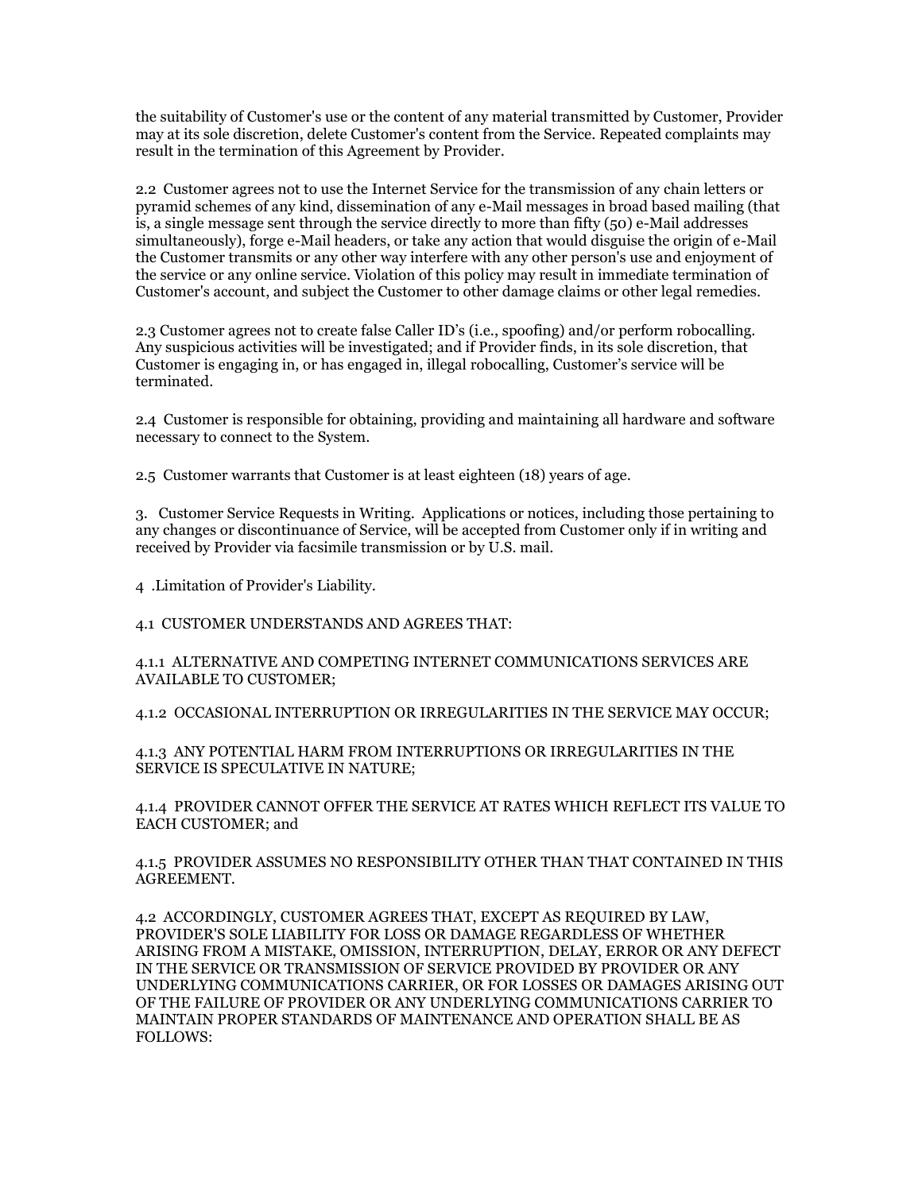the suitability of Customer's use or the content of any material transmitted by Customer, Provider may at its sole discretion, delete Customer's content from the Service. Repeated complaints may result in the termination of this Agreement by Provider.

2.2 Customer agrees not to use the Internet Service for the transmission of any chain letters or pyramid schemes of any kind, dissemination of any e-Mail messages in broad based mailing (that is, a single message sent through the service directly to more than fifty (50) e-Mail addresses simultaneously), forge e-Mail headers, or take any action that would disguise the origin of e-Mail the Customer transmits or any other way interfere with any other person's use and enjoyment of the service or any online service. Violation of this policy may result in immediate termination of Customer's account, and subject the Customer to other damage claims or other legal remedies.

2.3 Customer agrees not to create false Caller ID's (i.e., spoofing) and/or perform robocalling. Any suspicious activities will be investigated; and if Provider finds, in its sole discretion, that Customer is engaging in, or has engaged in, illegal robocalling, Customer's service will be terminated.

2.4 Customer is responsible for obtaining, providing and maintaining all hardware and software necessary to connect to the System.

2.5 Customer warrants that Customer is at least eighteen (18) years of age.

3. Customer Service Requests in Writing. Applications or notices, including those pertaining to any changes or discontinuance of Service, will be accepted from Customer only if in writing and received by Provider via facsimile transmission or by U.S. mail.

4 .Limitation of Provider's Liability.

4.1 CUSTOMER UNDERSTANDS AND AGREES THAT:

4.1.1 ALTERNATIVE AND COMPETING INTERNET COMMUNICATIONS SERVICES ARE AVAILABLE TO CUSTOMER;

4.1.2 OCCASIONAL INTERRUPTION OR IRREGULARITIES IN THE SERVICE MAY OCCUR;

4.1.3 ANY POTENTIAL HARM FROM INTERRUPTIONS OR IRREGULARITIES IN THE SERVICE IS SPECULATIVE IN NATURE;

4.1.4 PROVIDER CANNOT OFFER THE SERVICE AT RATES WHICH REFLECT ITS VALUE TO EACH CUSTOMER; and

4.1.5 PROVIDER ASSUMES NO RESPONSIBILITY OTHER THAN THAT CONTAINED IN THIS AGREEMENT.

4.2 ACCORDINGLY, CUSTOMER AGREES THAT, EXCEPT AS REQUIRED BY LAW, PROVIDER'S SOLE LIABILITY FOR LOSS OR DAMAGE REGARDLESS OF WHETHER ARISING FROM A MISTAKE, OMISSION, INTERRUPTION, DELAY, ERROR OR ANY DEFECT IN THE SERVICE OR TRANSMISSION OF SERVICE PROVIDED BY PROVIDER OR ANY UNDERLYING COMMUNICATIONS CARRIER, OR FOR LOSSES OR DAMAGES ARISING OUT OF THE FAILURE OF PROVIDER OR ANY UNDERLYING COMMUNICATIONS CARRIER TO MAINTAIN PROPER STANDARDS OF MAINTENANCE AND OPERATION SHALL BE AS FOLLOWS: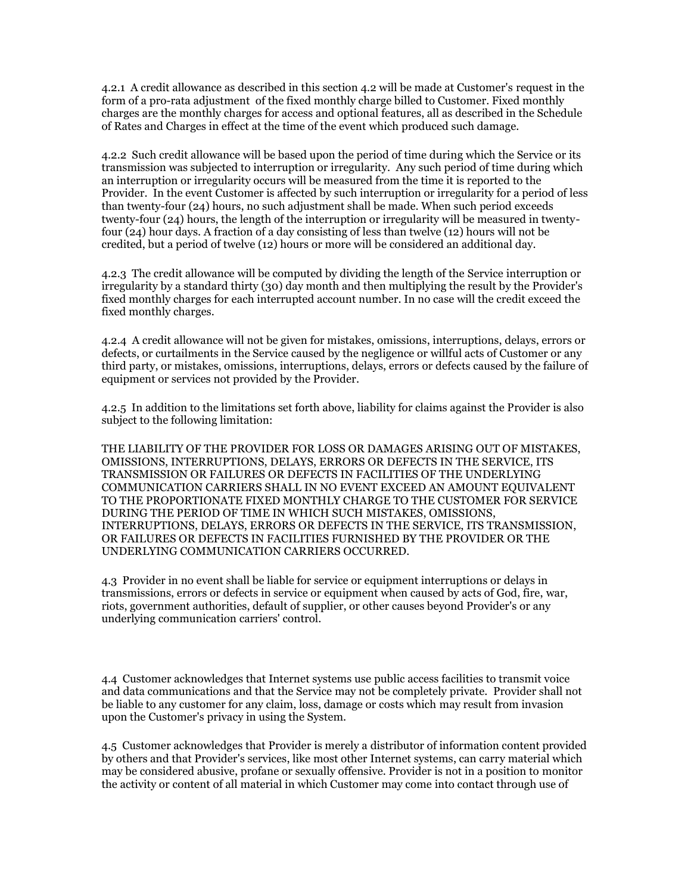4.2.1 A credit allowance as described in this section 4.2 will be made at Customer's request in the form of a pro-rata adjustment of the fixed monthly charge billed to Customer. Fixed monthly charges are the monthly charges for access and optional features, all as described in the Schedule of Rates and Charges in effect at the time of the event which produced such damage.

4.2.2 Such credit allowance will be based upon the period of time during which the Service or its transmission was subjected to interruption or irregularity. Any such period of time during which an interruption or irregularity occurs will be measured from the time it is reported to the Provider. In the event Customer is affected by such interruption or irregularity for a period of less than twenty-four (24) hours, no such adjustment shall be made. When such period exceeds twenty-four (24) hours, the length of the interruption or irregularity will be measured in twenty-four (24) hour days. A fraction of a day consisting of less than twelve (12) hours will not be credited, but a period of twelve (12) hours or more will be considered an additional day.

4.2.3 The credit allowance will be computed by dividing the length of the Service interruption or irregularity by a standard thirty (30) day month and then multiplying the result by the Provider's fixed monthly charges for each interrupted account number. In no case will the credit exceed the fixed monthly charges.

4.2.4 A credit allowance will not be given for mistakes, omissions, interruptions, delays, errors or defects, or curtailments in the Service caused by the negligence or willful acts of Customer or any third party, or mistakes, omissions, interruptions, delays, errors or defects caused by the failure of equipment or services not provided by the Provider.

4.2.5 In addition to the limitations set forth above, liability for claims against the Provider is also subject to the following limitation:

THE LIABILITY OF THE PROVIDER FOR LOSS OR DAMAGES ARISING OUT OF MISTAKES, OMISSIONS, INTERRUPTIONS, DELAYS, ERRORS OR DEFECTS IN THE SERVICE, ITS TRANSMISSION OR FAILURES OR DEFECTS IN FACILITIES OF THE UNDERLYING COMMUNICATION CARRIERS SHALL IN NO EVENT EXCEED AN AMOUNT EQUIVALENT TO THE PROPORTIONATE FIXED MONTHLY CHARGE TO THE CUSTOMER FOR SERVICE DURING THE PERIOD OF TIME IN WHICH SUCH MISTAKES, OMISSIONS, INTERRUPTIONS, DELAYS, ERRORS OR DEFECTS IN THE SERVICE, ITS TRANSMISSION, OR FAILURES OR DEFECTS IN FACILITIES FURNISHED BY THE PROVIDER OR THE UNDERLYING COMMUNICATION CARRIERS OCCURRED.

4.3 Provider in no event shall be liable for service or equipment interruptions or delays in transmissions, errors or defects in service or equipment when caused by acts of God, fire, war, riots, government authorities, default of supplier, or other causes beyond Provider's or any underlying communication carriers' control.

4.4 Customer acknowledges that Internet systems use public access facilities to transmit voice and data communications and that the Service may not be completely private. Provider shall not be liable to any customer for any claim, loss, damage or costs which may result from invasion upon the Customer's privacy in using the System.

4.5 Customer acknowledges that Provider is merely a distributor of information content provided by others and that Provider's services, like most other Internet systems, can carry material which may be considered abusive, profane or sexually offensive. Provider is not in a position to monitor the activity or content of all material in which Customer may come into contact through use of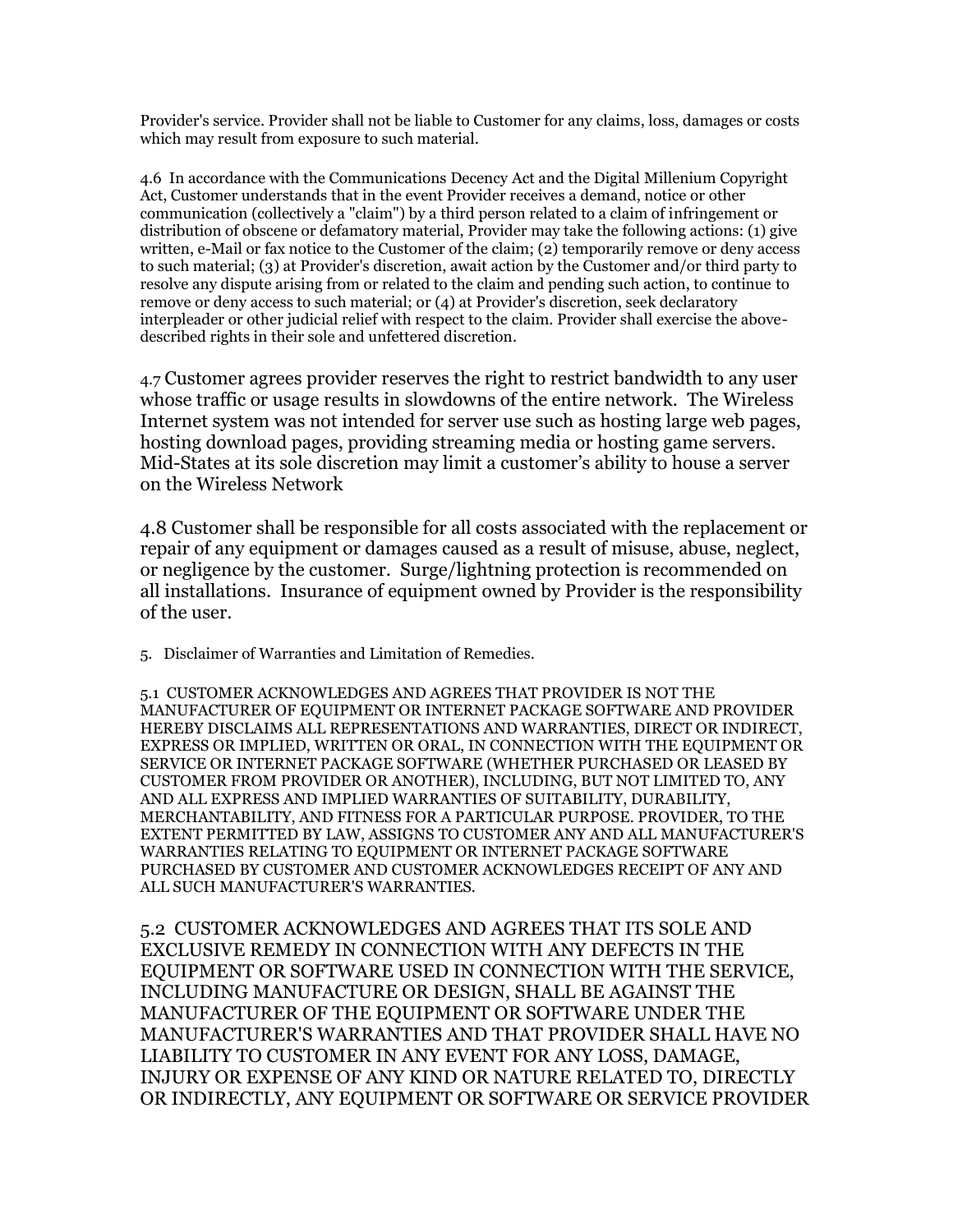Provider's service. Provider shall not be liable to Customer for any claims, loss, damages or costs which may result from exposure to such material.

4.6 In accordance with the Communications Decency Act and the Digital Millenium Copyright Act, Customer understands that in the event Provider receives a demand, notice or other communication (collectively a "claim") by a third person related to a claim of infringement or distribution of obscene or defamatory material, Provider may take the following actions: (1) give written, e-Mail or fax notice to the Customer of the claim; (2) temporarily remove or deny access to such material; (3) at Provider's discretion, await action by the Customer and/or third party to resolve any dispute arising from or related to the claim and pending such action, to continue to remove or deny access to such material; or (4) at Provider's discretion, seek declaratory interpleader or other judicial relief with respect to the claim. Provider shall exercise the above-described rights in their sole and unfettered discretion.

4.7 Customer agrees provider reserves the right to restrict bandwidth to any user whose traffic or usage results in slowdowns of the entire network. The Wireless Internet system was not intended for server use such as hosting large web pages, hosting download pages, providing streaming media or hosting game servers. Mid-States at its sole discretion may limit a customer's ability to house a server on the Wireless Network

4.8 Customer shall be responsible for all costs associated with the replacement or repair of any equipment or damages caused as a result of misuse, abuse, neglect, or negligence by the customer. Surge/lightning protection is recommended on all installations. Insurance of equipment owned by Provider is the responsibility of the user.

5. Disclaimer of Warranties and Limitation of Remedies.

5.1 CUSTOMER ACKNOWLEDGES AND AGREES THAT PROVIDER IS NOT THE MANUFACTURER OF EQUIPMENT OR INTERNET PACKAGE SOFTWARE AND PROVIDER HEREBY DISCLAIMS ALL REPRESENTATIONS AND WARRANTIES, DIRECT OR INDIRECT, EXPRESS OR IMPLIED, WRITTEN OR ORAL, IN CONNECTION WITH THE EQUIPMENT OR SERVICE OR INTERNET PACKAGE SOFTWARE (WHETHER PURCHASED OR LEASED BY CUSTOMER FROM PROVIDER OR ANOTHER), INCLUDING, BUT NOT LIMITED TO, ANY AND ALL EXPRESS AND IMPLIED WARRANTIES OF SUITABILITY, DURABILITY, MERCHANTABILITY, AND FITNESS FOR A PARTICULAR PURPOSE. PROVIDER, TO THE EXTENT PERMITTED BY LAW, ASSIGNS TO CUSTOMER ANY AND ALL MANUFACTURER'S WARRANTIES RELATING TO EQUIPMENT OR INTERNET PACKAGE SOFTWARE PURCHASED BY CUSTOMER AND CUSTOMER ACKNOWLEDGES RECEIPT OF ANY AND ALL SUCH MANUFACTURER'S WARRANTIES.

5.2 CUSTOMER ACKNOWLEDGES AND AGREES THAT ITS SOLE AND EXCLUSIVE REMEDY IN CONNECTION WITH ANY DEFECTS IN THE EQUIPMENT OR SOFTWARE USED IN CONNECTION WITH THE SERVICE, INCLUDING MANUFACTURE OR DESIGN, SHALL BE AGAINST THE MANUFACTURER OF THE EQUIPMENT OR SOFTWARE UNDER THE MANUFACTURER'S WARRANTIES AND THAT PROVIDER SHALL HAVE NO LIABILITY TO CUSTOMER IN ANY EVENT FOR ANY LOSS, DAMAGE, INJURY OR EXPENSE OF ANY KIND OR NATURE RELATED TO, DIRECTLY OR INDIRECTLY, ANY EQUIPMENT OR SOFTWARE OR SERVICE PROVIDER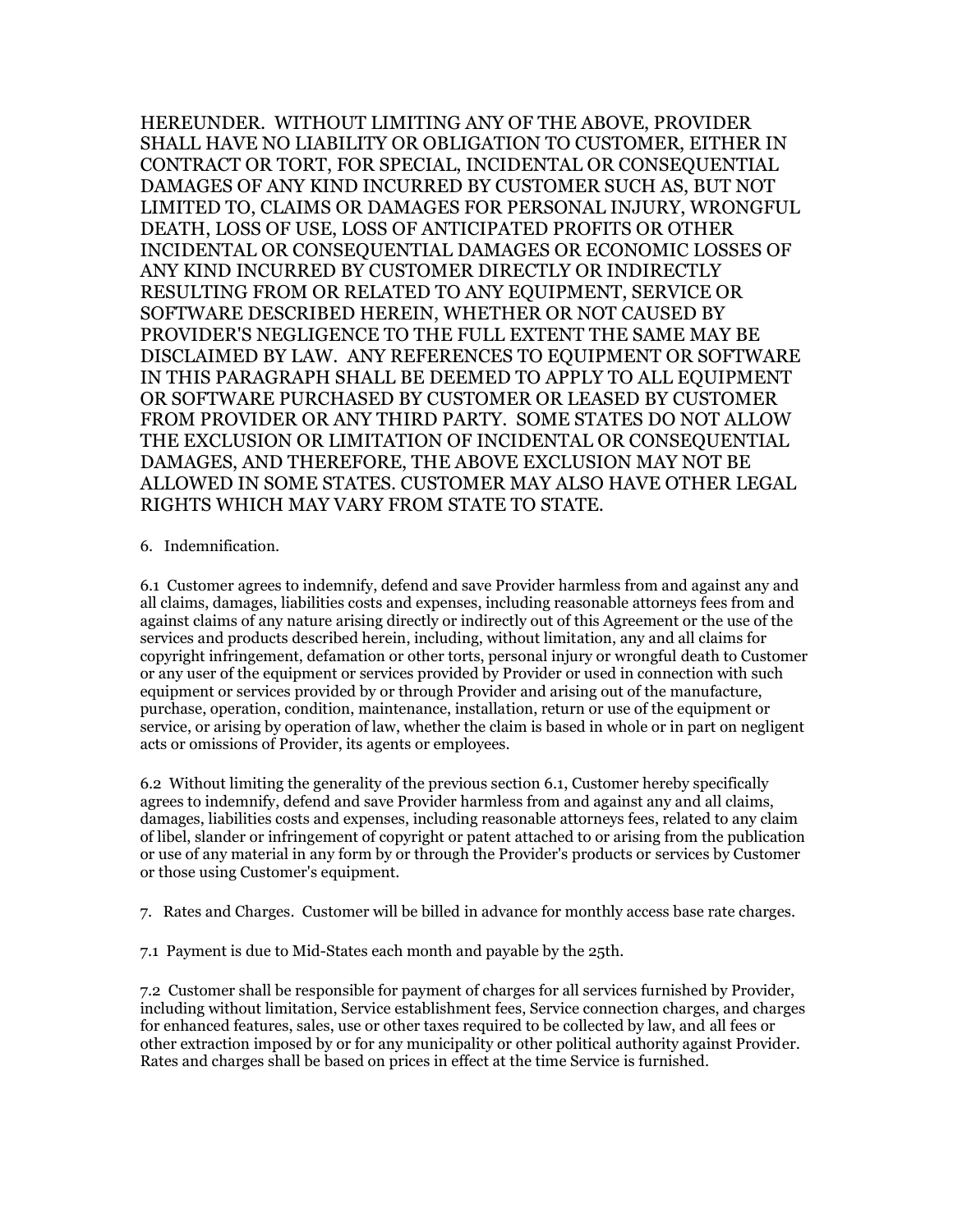HEREUNDER. WITHOUT LIMITING ANY OF THE ABOVE, PROVIDER SHALL HAVE NO LIABILITY OR OBLIGATION TO CUSTOMER, EITHER IN CONTRACT OR TORT, FOR SPECIAL, INCIDENTAL OR CONSEQUENTIAL DAMAGES OF ANY KIND INCURRED BY CUSTOMER SUCH AS, BUT NOT LIMITED TO, CLAIMS OR DAMAGES FOR PERSONAL INJURY, WRONGFUL DEATH, LOSS OF USE, LOSS OF ANTICIPATED PROFITS OR OTHER INCIDENTAL OR CONSEQUENTIAL DAMAGES OR ECONOMIC LOSSES OF ANY KIND INCURRED BY CUSTOMER DIRECTLY OR INDIRECTLY RESULTING FROM OR RELATED TO ANY EQUIPMENT, SERVICE OR SOFTWARE DESCRIBED HEREIN, WHETHER OR NOT CAUSED BY PROVIDER'S NEGLIGENCE TO THE FULL EXTENT THE SAME MAY BE DISCLAIMED BY LAW. ANY REFERENCES TO EQUIPMENT OR SOFTWARE IN THIS PARAGRAPH SHALL BE DEEMED TO APPLY TO ALL EQUIPMENT OR SOFTWARE PURCHASED BY CUSTOMER OR LEASED BY CUSTOMER FROM PROVIDER OR ANY THIRD PARTY. SOME STATES DO NOT ALLOW THE EXCLUSION OR LIMITATION OF INCIDENTAL OR CONSEQUENTIAL DAMAGES, AND THEREFORE, THE ABOVE EXCLUSION MAY NOT BE ALLOWED IN SOME STATES. CUSTOMER MAY ALSO HAVE OTHER LEGAL RIGHTS WHICH MAY VARY FROM STATE TO STATE.

6. Indemnification.

6.1 Customer agrees to indemnify, defend and save Provider harmless from and against any and all claims, damages, liabilities costs and expenses, including reasonable attorneys fees from and against claims of any nature arising directly or indirectly out of this Agreement or the use of the services and products described herein, including, without limitation, any and all claims for copyright infringement, defamation or other torts, personal injury or wrongful death to Customer or any user of the equipment or services provided by Provider or used in connection with such equipment or services provided by or through Provider and arising out of the manufacture, purchase, operation, condition, maintenance, installation, return or use of the equipment or service, or arising by operation of law, whether the claim is based in whole or in part on negligent acts or omissions of Provider, its agents or employees.

6.2 Without limiting the generality of the previous section 6.1, Customer hereby specifically agrees to indemnify, defend and save Provider harmless from and against any and all claims, damages, liabilities costs and expenses, including reasonable attorneys fees, related to any claim of libel, slander or infringement of copyright or patent attached to or arising from the publication or use of any material in any form by or through the Provider's products or services by Customer or those using Customer's equipment.

7. Rates and Charges. Customer will be billed in advance for monthly access base rate charges.

7.1 Payment is due to Mid-States each month and payable by the 25th.

7.2 Customer shall be responsible for payment of charges for all services furnished by Provider, including without limitation, Service establishment fees, Service connection charges, and charges for enhanced features, sales, use or other taxes required to be collected by law, and all fees or other extraction imposed by or for any municipality or other political authority against Provider. Rates and charges shall be based on prices in effect at the time Service is furnished.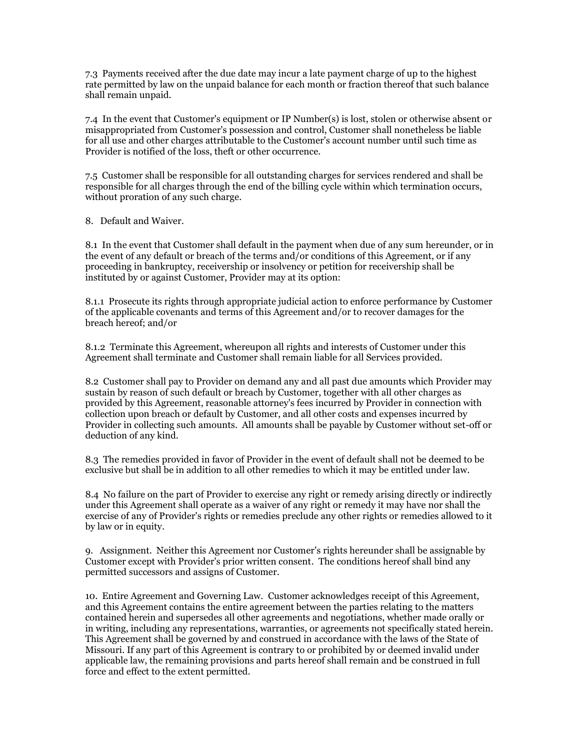7.3 Payments received after the due date may incur a late payment charge of up to the highest rate permitted by law on the unpaid balance for each month or fraction thereof that such balance shall remain unpaid.

7.4 In the event that Customer's equipment or IP Number(s) is lost, stolen or otherwise absent or misappropriated from Customer's possession and control, Customer shall nonetheless be liable for all use and other charges attributable to the Customer's account number until such time as Provider is notified of the loss, theft or other occurrence.

7.5 Customer shall be responsible for all outstanding charges for services rendered and shall be responsible for all charges through the end of the billing cycle within which termination occurs, without proration of any such charge.

8. Default and Waiver.

8.1 In the event that Customer shall default in the payment when due of any sum hereunder, or in the event of any default or breach of the terms and/or conditions of this Agreement, or if any proceeding in bankruptcy, receivership or insolvency or petition for receivership shall be instituted by or against Customer, Provider may at its option:

8.1.1 Prosecute its rights through appropriate judicial action to enforce performance by Customer of the applicable covenants and terms of this Agreement and/or to recover damages for the breach hereof; and/or

8.1.2 Terminate this Agreement, whereupon all rights and interests of Customer under this Agreement shall terminate and Customer shall remain liable for all Services provided.

8.2 Customer shall pay to Provider on demand any and all past due amounts which Provider may sustain by reason of such default or breach by Customer, together with all other charges as provided by this Agreement, reasonable attorney's fees incurred by Provider in connection with collection upon breach or default by Customer, and all other costs and expenses incurred by Provider in collecting such amounts. All amounts shall be payable by Customer without set-off or deduction of any kind.

8.3 The remedies provided in favor of Provider in the event of default shall not be deemed to be exclusive but shall be in addition to all other remedies to which it may be entitled under law.

8.4 No failure on the part of Provider to exercise any right or remedy arising directly or indirectly under this Agreement shall operate as a waiver of any right or remedy it may have nor shall the exercise of any of Provider's rights or remedies preclude any other rights or remedies allowed to it by law or in equity.

9. Assignment. Neither this Agreement nor Customer's rights hereunder shall be assignable by Customer except with Provider's prior written consent. The conditions hereof shall bind any permitted successors and assigns of Customer.

10. Entire Agreement and Governing Law. Customer acknowledges receipt of this Agreement, and this Agreement contains the entire agreement between the parties relating to the matters contained herein and supersedes all other agreements and negotiations, whether made orally or in writing, including any representations, warranties, or agreements not specifically stated herein. This Agreement shall be governed by and construed in accordance with the laws of the State of Missouri. If any part of this Agreement is contrary to or prohibited by or deemed invalid under applicable law, the remaining provisions and parts hereof shall remain and be construed in full force and effect to the extent permitted.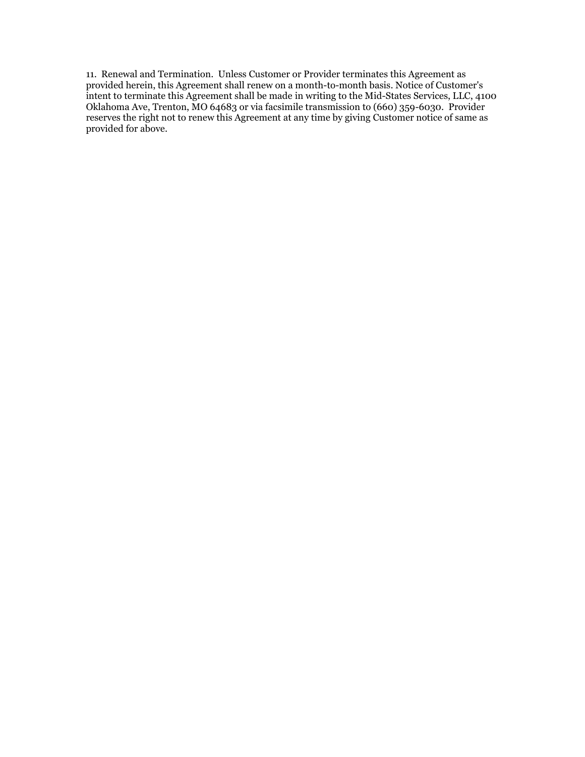11. Renewal and Termination. Unless Customer or Provider terminates this Agreement as provided herein, this Agreement shall renew on a month-to-month basis. Notice of Customer's intent to terminate this Agreement shall be made in writing to the Mid-States Services, LLC, 4100 Oklahoma Ave, Trenton, MO 64683 or via facsimile transmission to (660) 359-6030. Provider reserves the right not to renew this Agreement at any time by giving Customer notice of same as provided for above.